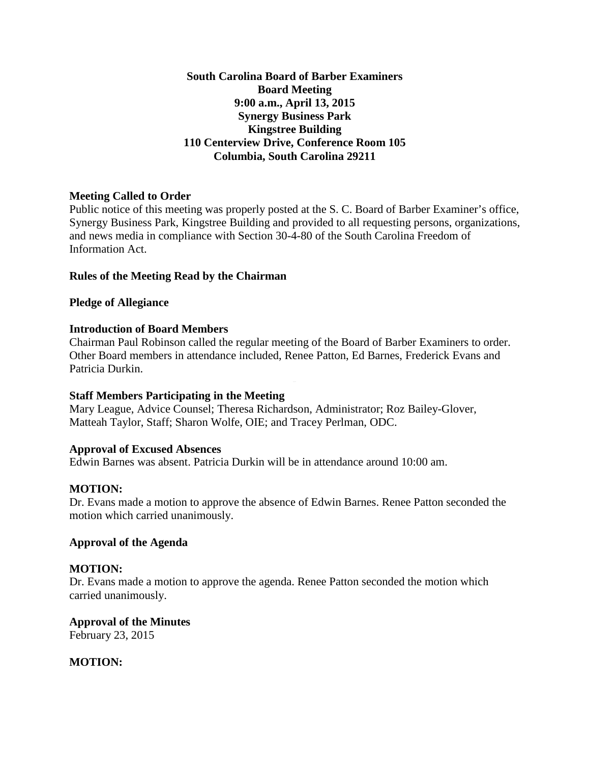**South Carolina Board of Barber Examiners**
**Board Meeting**
**9:00 a.m., April 13, 2015**
**Synergy Business Park**
**Kingstree Building**
**110 Centerview Drive, Conference Room 105**
**Columbia, South Carolina 29211**

**Meeting Called to Order**

Public notice of this meeting was properly posted at the S. C. Board of Barber Examiner's office, Synergy Business Park, Kingstree Building and provided to all requesting persons, organizations, and news media in compliance with Section 30-4-80 of the South Carolina Freedom of Information Act.

**Rules of the Meeting Read by the Chairman**

**Pledge of Allegiance**

**Introduction of Board Members**

Chairman Paul Robinson called the regular meeting of the Board of Barber Examiners to order. Other Board members in attendance included, Renee Patton, Ed Barnes, Frederick Evans and Patricia Durkin.

**Staff Members Participating in the Meeting**

Mary League, Advice Counsel; Theresa Richardson, Administrator; Roz Bailey-Glover, Matteah Taylor, Staff; Sharon Wolfe, OIE; and Tracey Perlman, ODC.

**Approval of Excused Absences**

Edwin Barnes was absent. Patricia Durkin will be in attendance around 10:00 am.

**MOTION:**

Dr. Evans made a motion to approve the absence of Edwin Barnes. Renee Patton seconded the motion which carried unanimously.

**Approval of the Agenda**

**MOTION:**

Dr. Evans made a motion to approve the agenda. Renee Patton seconded the motion which carried unanimously.

**Approval of the Minutes**

February 23, 2015

**MOTION:**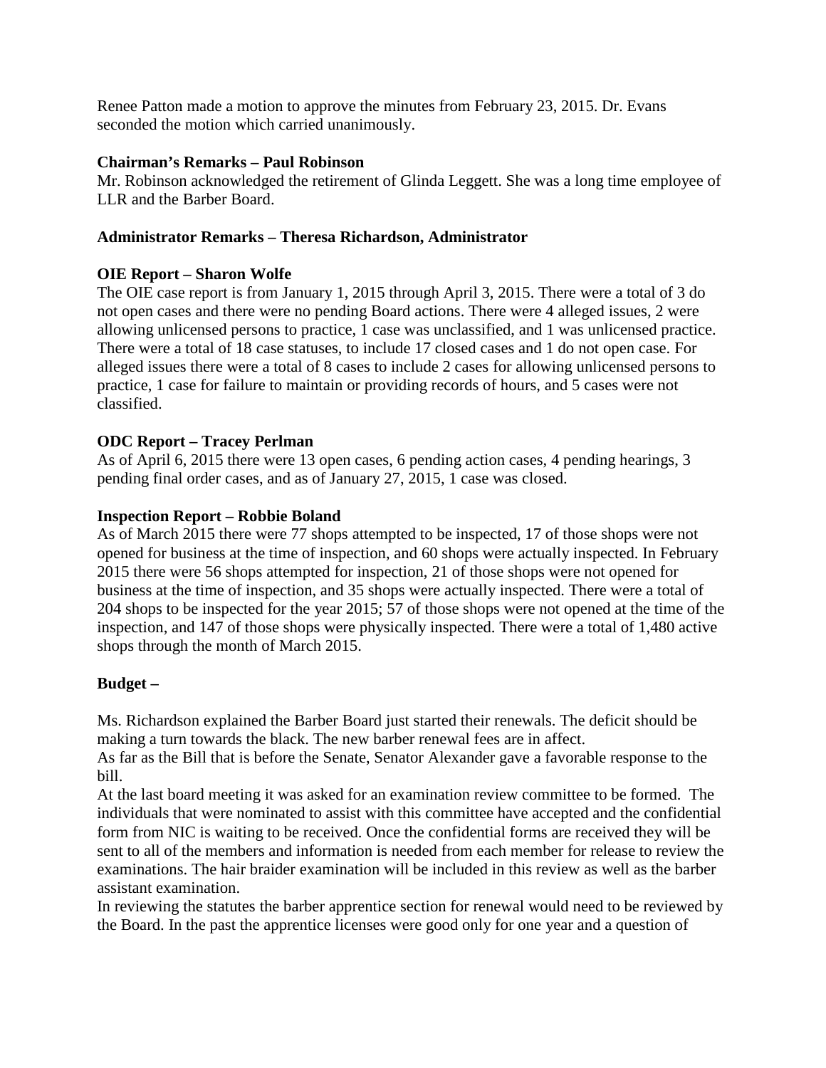Renee Patton made a motion to approve the minutes from February 23, 2015. Dr. Evans seconded the motion which carried unanimously.

**Chairman's Remarks – Paul Robinson**

Mr. Robinson acknowledged the retirement of Glinda Leggett. She was a long time employee of LLR and the Barber Board.

**Administrator Remarks – Theresa Richardson, Administrator**

**OIE Report – Sharon Wolfe**

The OIE case report is from January 1, 2015 through April 3, 2015. There were a total of 3 do not open cases and there were no pending Board actions. There were 4 alleged issues, 2 were allowing unlicensed persons to practice, 1 case was unclassified, and 1 was unlicensed practice. There were a total of 18 case statuses, to include 17 closed cases and 1 do not open case. For alleged issues there were a total of 8 cases to include 2 cases for allowing unlicensed persons to practice, 1 case for failure to maintain or providing records of hours, and 5 cases were not classified.

**ODC Report – Tracey Perlman**

As of April 6, 2015 there were 13 open cases, 6 pending action cases, 4 pending hearings, 3 pending final order cases, and as of January 27, 2015, 1 case was closed.

**Inspection Report – Robbie Boland**

As of March 2015 there were 77 shops attempted to be inspected, 17 of those shops were not opened for business at the time of inspection, and 60 shops were actually inspected. In February 2015 there were 56 shops attempted for inspection, 21 of those shops were not opened for business at the time of inspection, and 35 shops were actually inspected. There were a total of 204 shops to be inspected for the year 2015; 57 of those shops were not opened at the time of the inspection, and 147 of those shops were physically inspected. There were a total of 1,480 active shops through the month of March 2015.

**Budget –**

Ms. Richardson explained the Barber Board just started their renewals. The deficit should be making a turn towards the black. The new barber renewal fees are in affect.

As far as the Bill that is before the Senate, Senator Alexander gave a favorable response to the bill.

At the last board meeting it was asked for an examination review committee to be formed. The individuals that were nominated to assist with this committee have accepted and the confidential form from NIC is waiting to be received. Once the confidential forms are received they will be sent to all of the members and information is needed from each member for release to review the examinations. The hair braider examination will be included in this review as well as the barber assistant examination.

In reviewing the statutes the barber apprentice section for renewal would need to be reviewed by the Board. In the past the apprentice licenses were good only for one year and a question of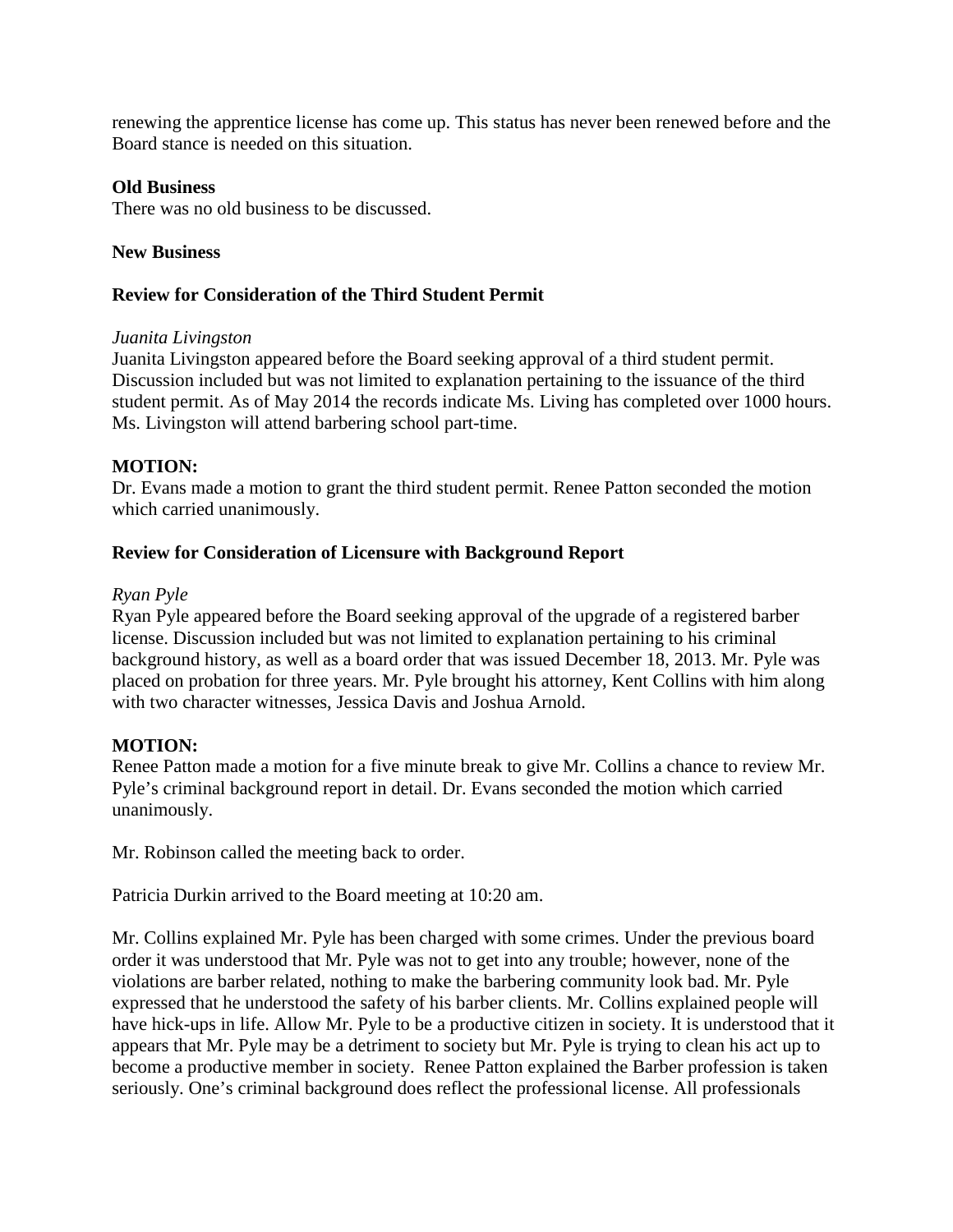renewing the apprentice license has come up. This status has never been renewed before and the Board stance is needed on this situation.

**Old Business**
There was no old business to be discussed.

**New Business**

**Review for Consideration of the Third Student Permit**

*Juanita Livingston*
Juanita Livingston appeared before the Board seeking approval of a third student permit. Discussion included but was not limited to explanation pertaining to the issuance of the third student permit. As of May 2014 the records indicate Ms. Living has completed over 1000 hours. Ms. Livingston will attend barbering school part-time.

**MOTION:**
Dr. Evans made a motion to grant the third student permit. Renee Patton seconded the motion which carried unanimously.

**Review for Consideration of Licensure with Background Report**

*Ryan Pyle*
Ryan Pyle appeared before the Board seeking approval of the upgrade of a registered barber license. Discussion included but was not limited to explanation pertaining to his criminal background history, as well as a board order that was issued December 18, 2013. Mr. Pyle was placed on probation for three years. Mr. Pyle brought his attorney, Kent Collins with him along with two character witnesses, Jessica Davis and Joshua Arnold.

**MOTION:**
Renee Patton made a motion for a five minute break to give Mr. Collins a chance to review Mr. Pyle's criminal background report in detail. Dr. Evans seconded the motion which carried unanimously.

Mr. Robinson called the meeting back to order.

Patricia Durkin arrived to the Board meeting at 10:20 am.

Mr. Collins explained Mr. Pyle has been charged with some crimes. Under the previous board order it was understood that Mr. Pyle was not to get into any trouble; however, none of the violations are barber related, nothing to make the barbering community look bad. Mr. Pyle expressed that he understood the safety of his barber clients. Mr. Collins explained people will have hick-ups in life. Allow Mr. Pyle to be a productive citizen in society. It is understood that it appears that Mr. Pyle may be a detriment to society but Mr. Pyle is trying to clean his act up to become a productive member in society. Renee Patton explained the Barber profession is taken seriously. One's criminal background does reflect the professional license. All professionals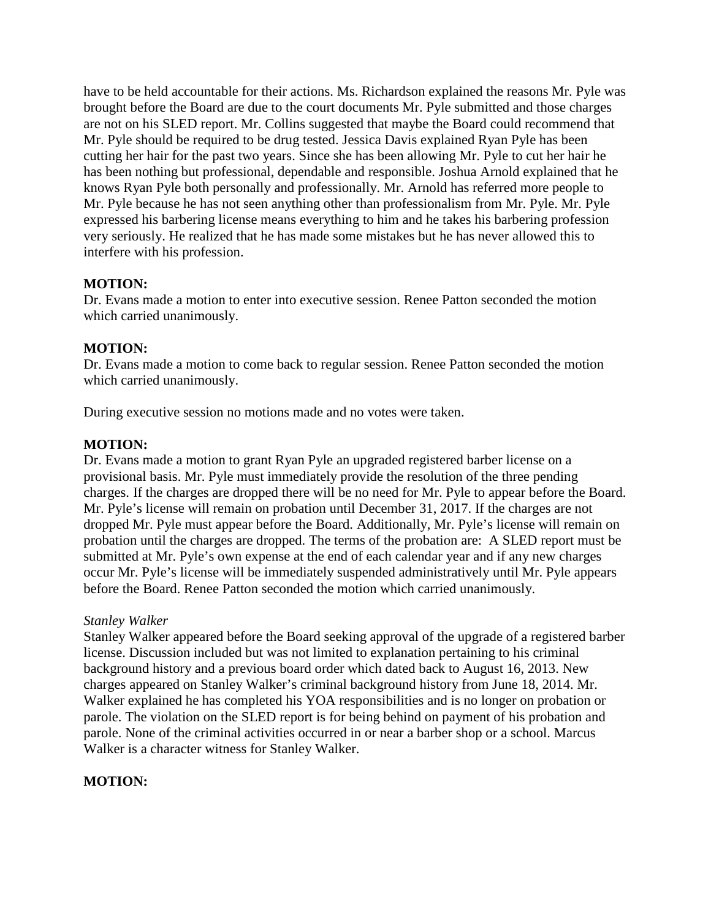have to be held accountable for their actions. Ms. Richardson explained the reasons Mr. Pyle was brought before the Board are due to the court documents Mr. Pyle submitted and those charges are not on his SLED report. Mr. Collins suggested that maybe the Board could recommend that Mr. Pyle should be required to be drug tested. Jessica Davis explained Ryan Pyle has been cutting her hair for the past two years. Since she has been allowing Mr. Pyle to cut her hair he has been nothing but professional, dependable and responsible. Joshua Arnold explained that he knows Ryan Pyle both personally and professionally. Mr. Arnold has referred more people to Mr. Pyle because he has not seen anything other than professionalism from Mr. Pyle. Mr. Pyle expressed his barbering license means everything to him and he takes his barbering profession very seriously. He realized that he has made some mistakes but he has never allowed this to interfere with his profession.

**MOTION:**
Dr. Evans made a motion to enter into executive session. Renee Patton seconded the motion which carried unanimously.

**MOTION:**
Dr. Evans made a motion to come back to regular session. Renee Patton seconded the motion which carried unanimously.

During executive session no motions made and no votes were taken.

**MOTION:**
Dr. Evans made a motion to grant Ryan Pyle an upgraded registered barber license on a provisional basis. Mr. Pyle must immediately provide the resolution of the three pending charges. If the charges are dropped there will be no need for Mr. Pyle to appear before the Board. Mr. Pyle's license will remain on probation until December 31, 2017. If the charges are not dropped Mr. Pyle must appear before the Board. Additionally, Mr. Pyle's license will remain on probation until the charges are dropped. The terms of the probation are: A SLED report must be submitted at Mr. Pyle's own expense at the end of each calendar year and if any new charges occur Mr. Pyle's license will be immediately suspended administratively until Mr. Pyle appears before the Board. Renee Patton seconded the motion which carried unanimously.

*Stanley Walker*
Stanley Walker appeared before the Board seeking approval of the upgrade of a registered barber license. Discussion included but was not limited to explanation pertaining to his criminal background history and a previous board order which dated back to August 16, 2013. New charges appeared on Stanley Walker's criminal background history from June 18, 2014. Mr. Walker explained he has completed his YOA responsibilities and is no longer on probation or parole. The violation on the SLED report is for being behind on payment of his probation and parole. None of the criminal activities occurred in or near a barber shop or a school. Marcus Walker is a character witness for Stanley Walker.

**MOTION:**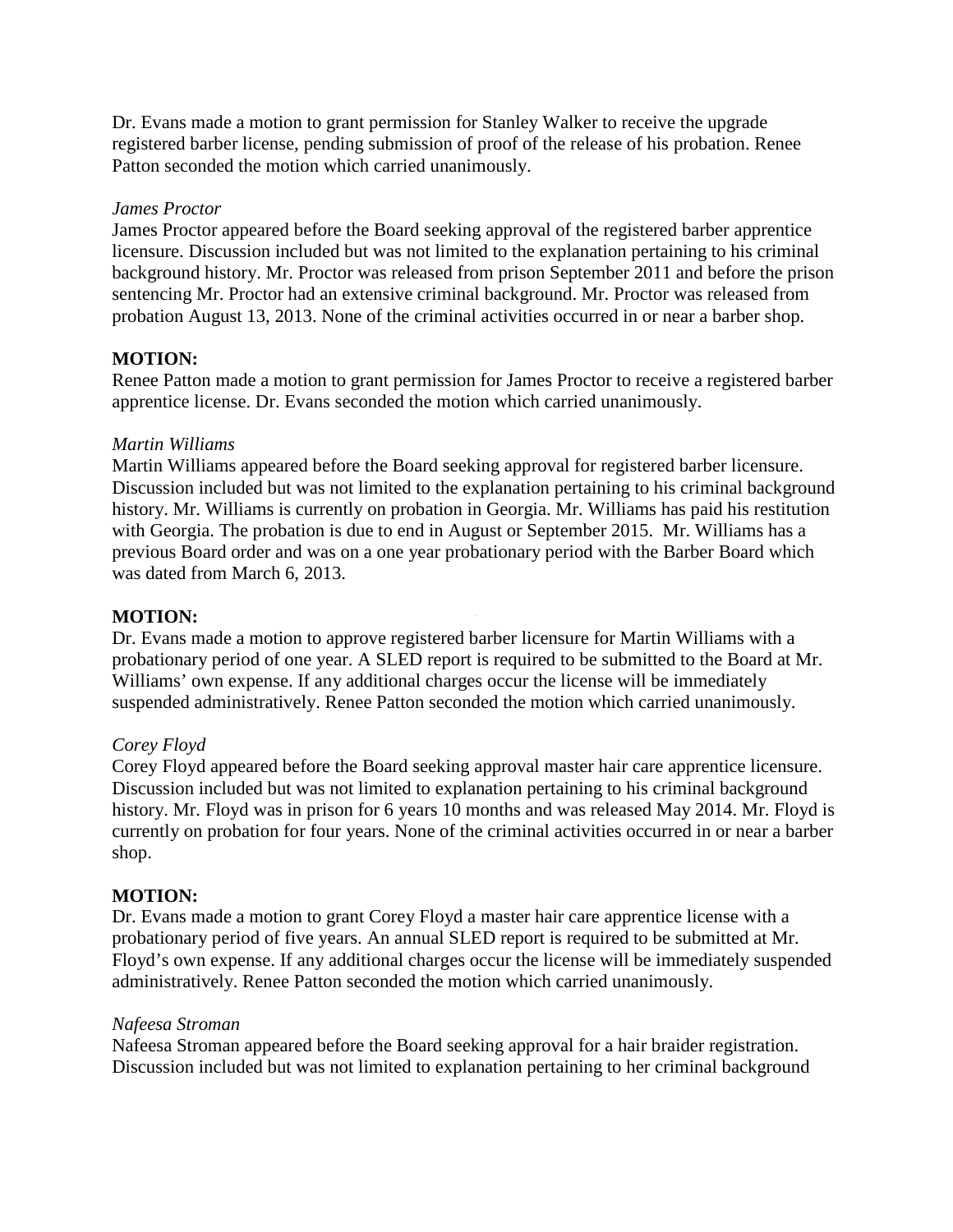Dr. Evans made a motion to grant permission for Stanley Walker to receive the upgrade registered barber license, pending submission of proof of the release of his probation. Renee Patton seconded the motion which carried unanimously.

*James Proctor*
James Proctor appeared before the Board seeking approval of the registered barber apprentice licensure. Discussion included but was not limited to the explanation pertaining to his criminal background history. Mr. Proctor was released from prison September 2011 and before the prison sentencing Mr. Proctor had an extensive criminal background. Mr. Proctor was released from probation August 13, 2013. None of the criminal activities occurred in or near a barber shop.

**MOTION:**
Renee Patton made a motion to grant permission for James Proctor to receive a registered barber apprentice license. Dr. Evans seconded the motion which carried unanimously.

*Martin Williams*
Martin Williams appeared before the Board seeking approval for registered barber licensure. Discussion included but was not limited to the explanation pertaining to his criminal background history. Mr. Williams is currently on probation in Georgia. Mr. Williams has paid his restitution with Georgia. The probation is due to end in August or September 2015. Mr. Williams has a previous Board order and was on a one year probationary period with the Barber Board which was dated from March 6, 2013.

**MOTION:**
Dr. Evans made a motion to approve registered barber licensure for Martin Williams with a probationary period of one year. A SLED report is required to be submitted to the Board at Mr. Williams' own expense. If any additional charges occur the license will be immediately suspended administratively. Renee Patton seconded the motion which carried unanimously.

*Corey Floyd*
Corey Floyd appeared before the Board seeking approval master hair care apprentice licensure. Discussion included but was not limited to explanation pertaining to his criminal background history. Mr. Floyd was in prison for 6 years 10 months and was released May 2014. Mr. Floyd is currently on probation for four years. None of the criminal activities occurred in or near a barber shop.

**MOTION:**
Dr. Evans made a motion to grant Corey Floyd a master hair care apprentice license with a probationary period of five years. An annual SLED report is required to be submitted at Mr. Floyd's own expense. If any additional charges occur the license will be immediately suspended administratively. Renee Patton seconded the motion which carried unanimously.

*Nafeesa Stroman*
Nafeesa Stroman appeared before the Board seeking approval for a hair braider registration. Discussion included but was not limited to explanation pertaining to her criminal background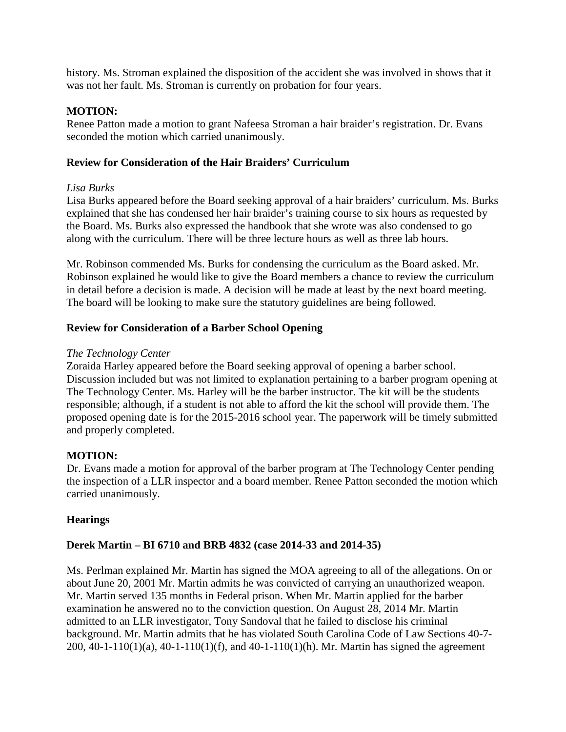history. Ms. Stroman explained the disposition of the accident she was involved in shows that it was not her fault. Ms. Stroman is currently on probation for four years.

**MOTION:**
Renee Patton made a motion to grant Nafeesa Stroman a hair braider's registration. Dr. Evans seconded the motion which carried unanimously.

**Review for Consideration of the Hair Braiders' Curriculum**

*Lisa Burks*
Lisa Burks appeared before the Board seeking approval of a hair braiders' curriculum. Ms. Burks explained that she has condensed her hair braider's training course to six hours as requested by the Board. Ms. Burks also expressed the handbook that she wrote was also condensed to go along with the curriculum. There will be three lecture hours as well as three lab hours.

Mr. Robinson commended Ms. Burks for condensing the curriculum as the Board asked. Mr. Robinson explained he would like to give the Board members a chance to review the curriculum in detail before a decision is made. A decision will be made at least by the next board meeting. The board will be looking to make sure the statutory guidelines are being followed.

**Review for Consideration of a Barber School Opening**

*The Technology Center*
Zoraida Harley appeared before the Board seeking approval of opening a barber school. Discussion included but was not limited to explanation pertaining to a barber program opening at The Technology Center. Ms. Harley will be the barber instructor. The kit will be the students responsible; although, if a student is not able to afford the kit the school will provide them. The proposed opening date is for the 2015-2016 school year. The paperwork will be timely submitted and properly completed.

**MOTION:**
Dr. Evans made a motion for approval of the barber program at The Technology Center pending the inspection of a LLR inspector and a board member. Renee Patton seconded the motion which carried unanimously.

**Hearings**

**Derek Martin – BI 6710 and BRB 4832 (case 2014-33 and 2014-35)**

Ms. Perlman explained Mr. Martin has signed the MOA agreeing to all of the allegations. On or about June 20, 2001 Mr. Martin admits he was convicted of carrying an unauthorized weapon. Mr. Martin served 135 months in Federal prison. When Mr. Martin applied for the barber examination he answered no to the conviction question. On August 28, 2014 Mr. Martin admitted to an LLR investigator, Tony Sandoval that he failed to disclose his criminal background. Mr. Martin admits that he has violated South Carolina Code of Law Sections 40-7-200, 40-1-110(1)(a), 40-1-110(1)(f), and 40-1-110(1)(h). Mr. Martin has signed the agreement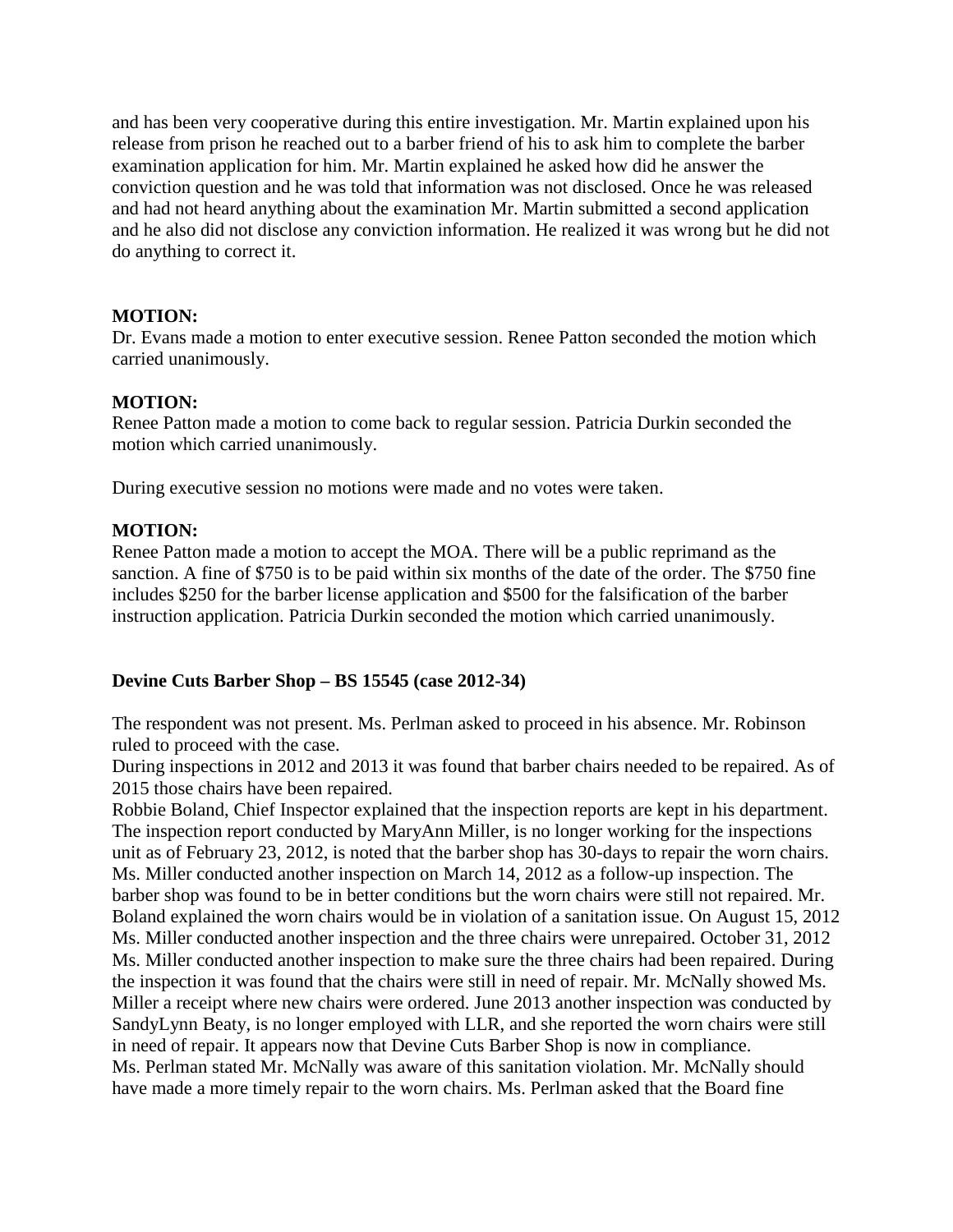and has been very cooperative during this entire investigation. Mr. Martin explained upon his release from prison he reached out to a barber friend of his to ask him to complete the barber examination application for him. Mr. Martin explained he asked how did he answer the conviction question and he was told that information was not disclosed. Once he was released and had not heard anything about the examination Mr. Martin submitted a second application and he also did not disclose any conviction information. He realized it was wrong but he did not do anything to correct it.

**MOTION:**
Dr. Evans made a motion to enter executive session. Renee Patton seconded the motion which carried unanimously.

**MOTION:**
Renee Patton made a motion to come back to regular session. Patricia Durkin seconded the motion which carried unanimously.

During executive session no motions were made and no votes were taken.

**MOTION:**
Renee Patton made a motion to accept the MOA. There will be a public reprimand as the sanction. A fine of $750 is to be paid within six months of the date of the order. The $750 fine includes $250 for the barber license application and $500 for the falsification of the barber instruction application. Patricia Durkin seconded the motion which carried unanimously.

**Devine Cuts Barber Shop – BS 15545 (case 2012-34)**

The respondent was not present. Ms. Perlman asked to proceed in his absence. Mr. Robinson ruled to proceed with the case.
During inspections in 2012 and 2013 it was found that barber chairs needed to be repaired. As of 2015 those chairs have been repaired.
Robbie Boland, Chief Inspector explained that the inspection reports are kept in his department. The inspection report conducted by MaryAnn Miller, is no longer working for the inspections unit as of February 23, 2012, is noted that the barber shop has 30-days to repair the worn chairs. Ms. Miller conducted another inspection on March 14, 2012 as a follow-up inspection. The barber shop was found to be in better conditions but the worn chairs were still not repaired. Mr. Boland explained the worn chairs would be in violation of a sanitation issue. On August 15, 2012 Ms. Miller conducted another inspection and the three chairs were unrepaired. October 31, 2012 Ms. Miller conducted another inspection to make sure the three chairs had been repaired. During the inspection it was found that the chairs were still in need of repair. Mr. McNally showed Ms. Miller a receipt where new chairs were ordered. June 2013 another inspection was conducted by SandyLynn Beaty, is no longer employed with LLR, and she reported the worn chairs were still in need of repair. It appears now that Devine Cuts Barber Shop is now in compliance.
Ms. Perlman stated Mr. McNally was aware of this sanitation violation. Mr. McNally should have made a more timely repair to the worn chairs. Ms. Perlman asked that the Board fine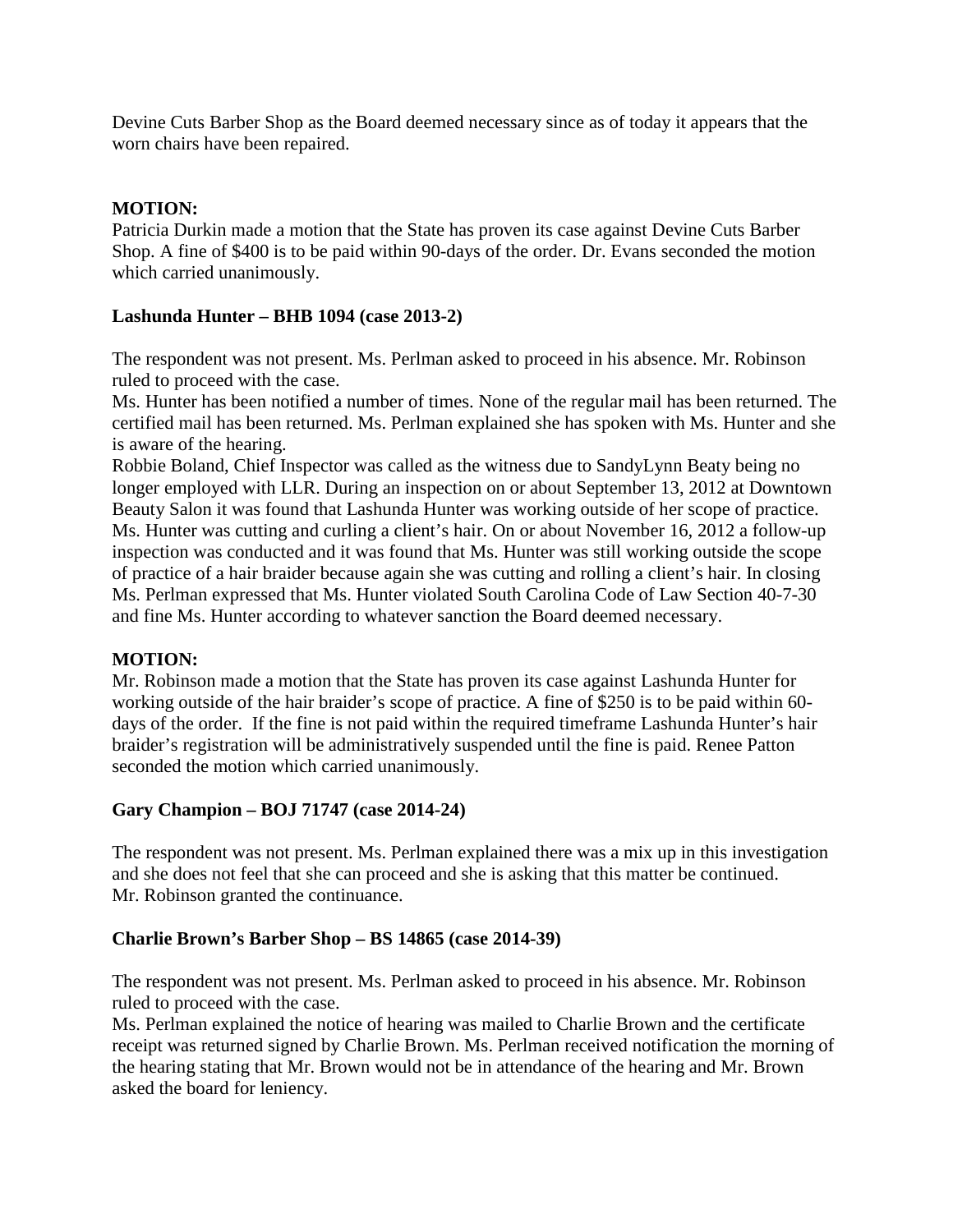Devine Cuts Barber Shop as the Board deemed necessary since as of today it appears that the worn chairs have been repaired.

**MOTION:**
Patricia Durkin made a motion that the State has proven its case against Devine Cuts Barber Shop. A fine of $400 is to be paid within 90-days of the order. Dr. Evans seconded the motion which carried unanimously.

**Lashunda Hunter – BHB 1094 (case 2013-2)**

The respondent was not present. Ms. Perlman asked to proceed in his absence. Mr. Robinson ruled to proceed with the case.
Ms. Hunter has been notified a number of times. None of the regular mail has been returned. The certified mail has been returned. Ms. Perlman explained she has spoken with Ms. Hunter and she is aware of the hearing.
Robbie Boland, Chief Inspector was called as the witness due to SandyLynn Beaty being no longer employed with LLR. During an inspection on or about September 13, 2012 at Downtown Beauty Salon it was found that Lashunda Hunter was working outside of her scope of practice. Ms. Hunter was cutting and curling a client's hair. On or about November 16, 2012 a follow-up inspection was conducted and it was found that Ms. Hunter was still working outside the scope of practice of a hair braider because again she was cutting and rolling a client's hair. In closing Ms. Perlman expressed that Ms. Hunter violated South Carolina Code of Law Section 40-7-30 and fine Ms. Hunter according to whatever sanction the Board deemed necessary.

**MOTION:**
Mr. Robinson made a motion that the State has proven its case against Lashunda Hunter for working outside of the hair braider's scope of practice. A fine of $250 is to be paid within 60-days of the order. If the fine is not paid within the required timeframe Lashunda Hunter's hair braider's registration will be administratively suspended until the fine is paid. Renee Patton seconded the motion which carried unanimously.

**Gary Champion – BOJ 71747 (case 2014-24)**

The respondent was not present. Ms. Perlman explained there was a mix up in this investigation and she does not feel that she can proceed and she is asking that this matter be continued.
Mr. Robinson granted the continuance.

**Charlie Brown's Barber Shop – BS 14865 (case 2014-39)**

The respondent was not present. Ms. Perlman asked to proceed in his absence. Mr. Robinson ruled to proceed with the case.
Ms. Perlman explained the notice of hearing was mailed to Charlie Brown and the certificate receipt was returned signed by Charlie Brown. Ms. Perlman received notification the morning of the hearing stating that Mr. Brown would not be in attendance of the hearing and Mr. Brown asked the board for leniency.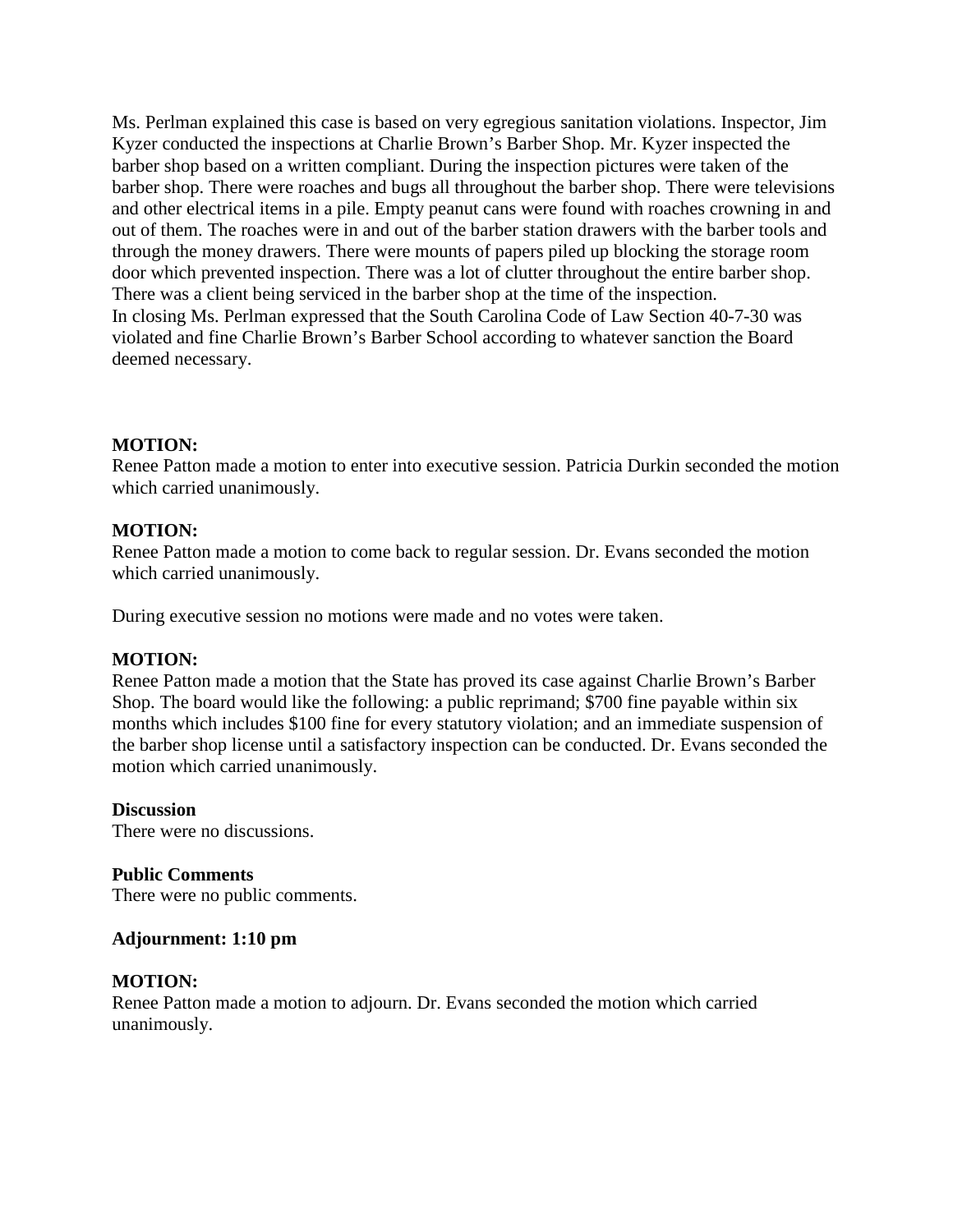Ms. Perlman explained this case is based on very egregious sanitation violations. Inspector, Jim Kyzer conducted the inspections at Charlie Brown's Barber Shop. Mr. Kyzer inspected the barber shop based on a written compliant. During the inspection pictures were taken of the barber shop. There were roaches and bugs all throughout the barber shop. There were televisions and other electrical items in a pile. Empty peanut cans were found with roaches crowning in and out of them. The roaches were in and out of the barber station drawers with the barber tools and through the money drawers. There were mounts of papers piled up blocking the storage room door which prevented inspection. There was a lot of clutter throughout the entire barber shop. There was a client being serviced in the barber shop at the time of the inspection.
In closing Ms. Perlman expressed that the South Carolina Code of Law Section 40-7-30 was violated and fine Charlie Brown's Barber School according to whatever sanction the Board deemed necessary.

**MOTION:**
Renee Patton made a motion to enter into executive session. Patricia Durkin seconded the motion which carried unanimously.

**MOTION:**
Renee Patton made a motion to come back to regular session. Dr. Evans seconded the motion which carried unanimously.

During executive session no motions were made and no votes were taken.

**MOTION:**
Renee Patton made a motion that the State has proved its case against Charlie Brown's Barber Shop. The board would like the following: a public reprimand; $700 fine payable within six months which includes $100 fine for every statutory violation; and an immediate suspension of the barber shop license until a satisfactory inspection can be conducted. Dr. Evans seconded the motion which carried unanimously.

**Discussion**
There were no discussions.

**Public Comments**
There were no public comments.

**Adjournment: 1:10 pm**

**MOTION:**
Renee Patton made a motion to adjourn. Dr. Evans seconded the motion which carried unanimously.